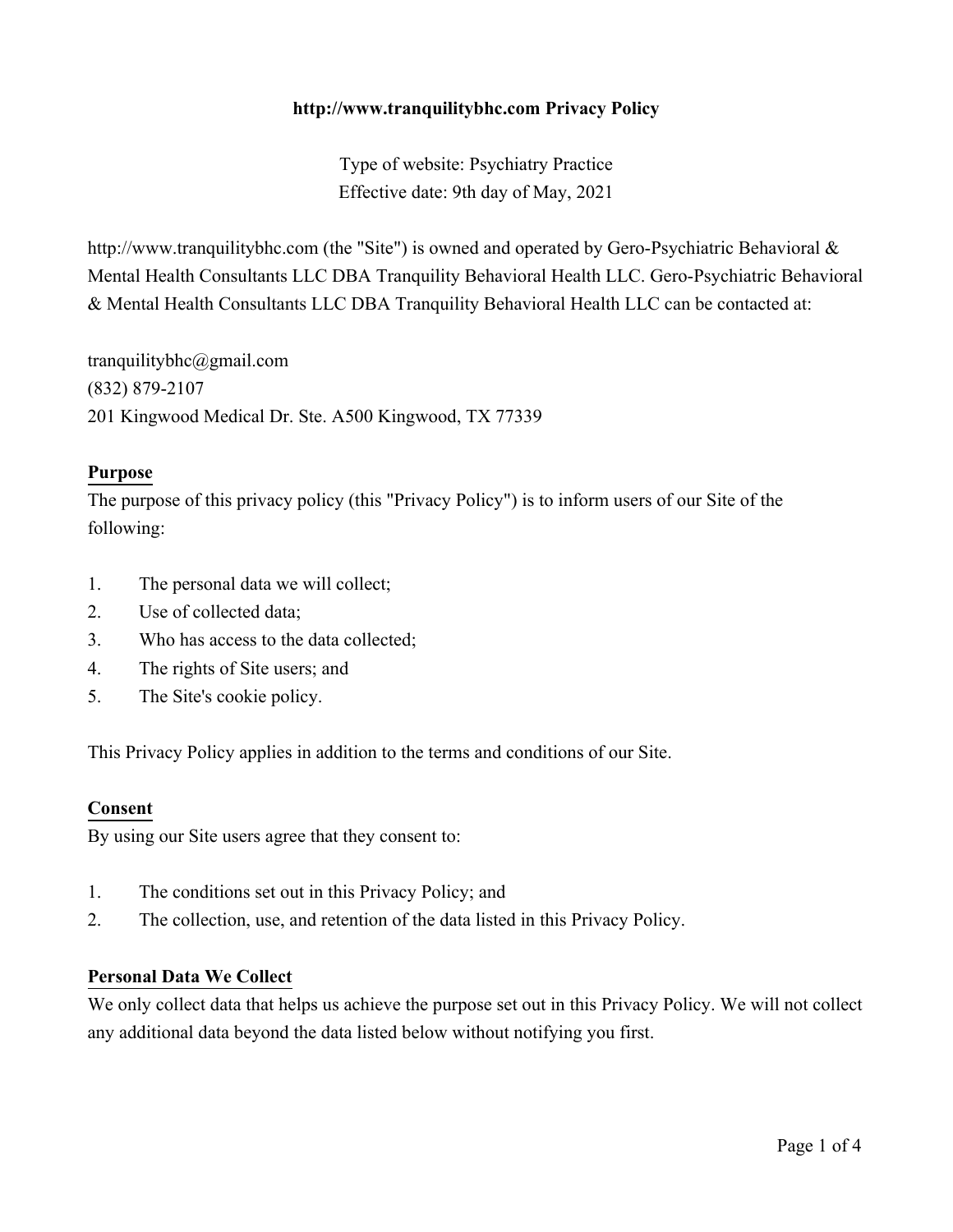# http://www.tranquilitybhc.com Privacy Policy

Type of website: Psychiatry Practice
Effective date: 9th day of May, 2021

http://www.tranquilitybhc.com (the "Site") is owned and operated by Gero-Psychiatric Behavioral & Mental Health Consultants LLC DBA Tranquility Behavioral Health LLC. Gero-Psychiatric Behavioral & Mental Health Consultants LLC DBA Tranquility Behavioral Health LLC can be contacted at:

tranquilitybhc@gmail.com
(832) 879-2107
201 Kingwood Medical Dr. Ste. A500 Kingwood, TX 77339

## Purpose

The purpose of this privacy policy (this "Privacy Policy") is to inform users of our Site of the following:

1. The personal data we will collect;
2. Use of collected data;
3. Who has access to the data collected;
4. The rights of Site users; and
5. The Site's cookie policy.

This Privacy Policy applies in addition to the terms and conditions of our Site.

## Consent

By using our Site users agree that they consent to:

1. The conditions set out in this Privacy Policy; and
2. The collection, use, and retention of the data listed in this Privacy Policy.

## Personal Data We Collect

We only collect data that helps us achieve the purpose set out in this Privacy Policy. We will not collect any additional data beyond the data listed below without notifying you first.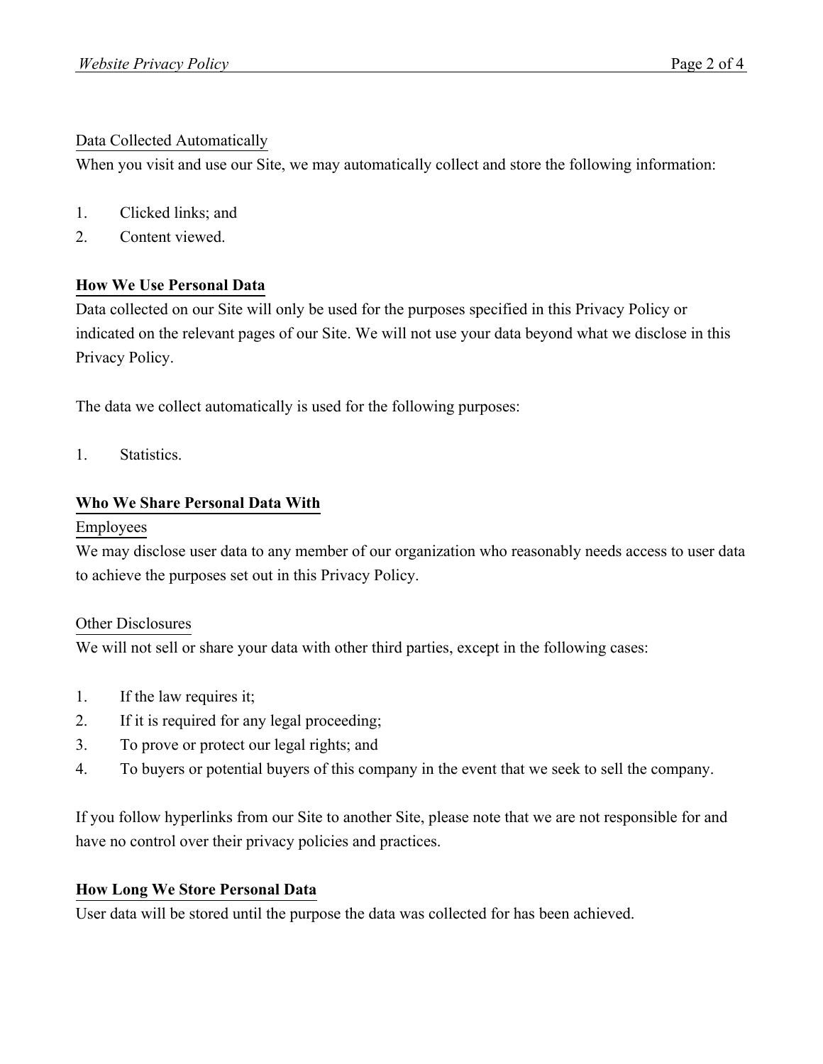### Data Collected Automatically

When you visit and use our Site, we may automatically collect and store the following information:

1. Clicked links; and
2. Content viewed.

## How We Use Personal Data

Data collected on our Site will only be used for the purposes specified in this Privacy Policy or indicated on the relevant pages of our Site. We will not use your data beyond what we disclose in this Privacy Policy.

The data we collect automatically is used for the following purposes:

1. Statistics.

## Who We Share Personal Data With

### Employees

We may disclose user data to any member of our organization who reasonably needs access to user data to achieve the purposes set out in this Privacy Policy.

### Other Disclosures

We will not sell or share your data with other third parties, except in the following cases:

1. If the law requires it;
2. If it is required for any legal proceeding;
3. To prove or protect our legal rights; and
4. To buyers or potential buyers of this company in the event that we seek to sell the company.

If you follow hyperlinks from our Site to another Site, please note that we are not responsible for and have no control over their privacy policies and practices.

## How Long We Store Personal Data

User data will be stored until the purpose the data was collected for has been achieved.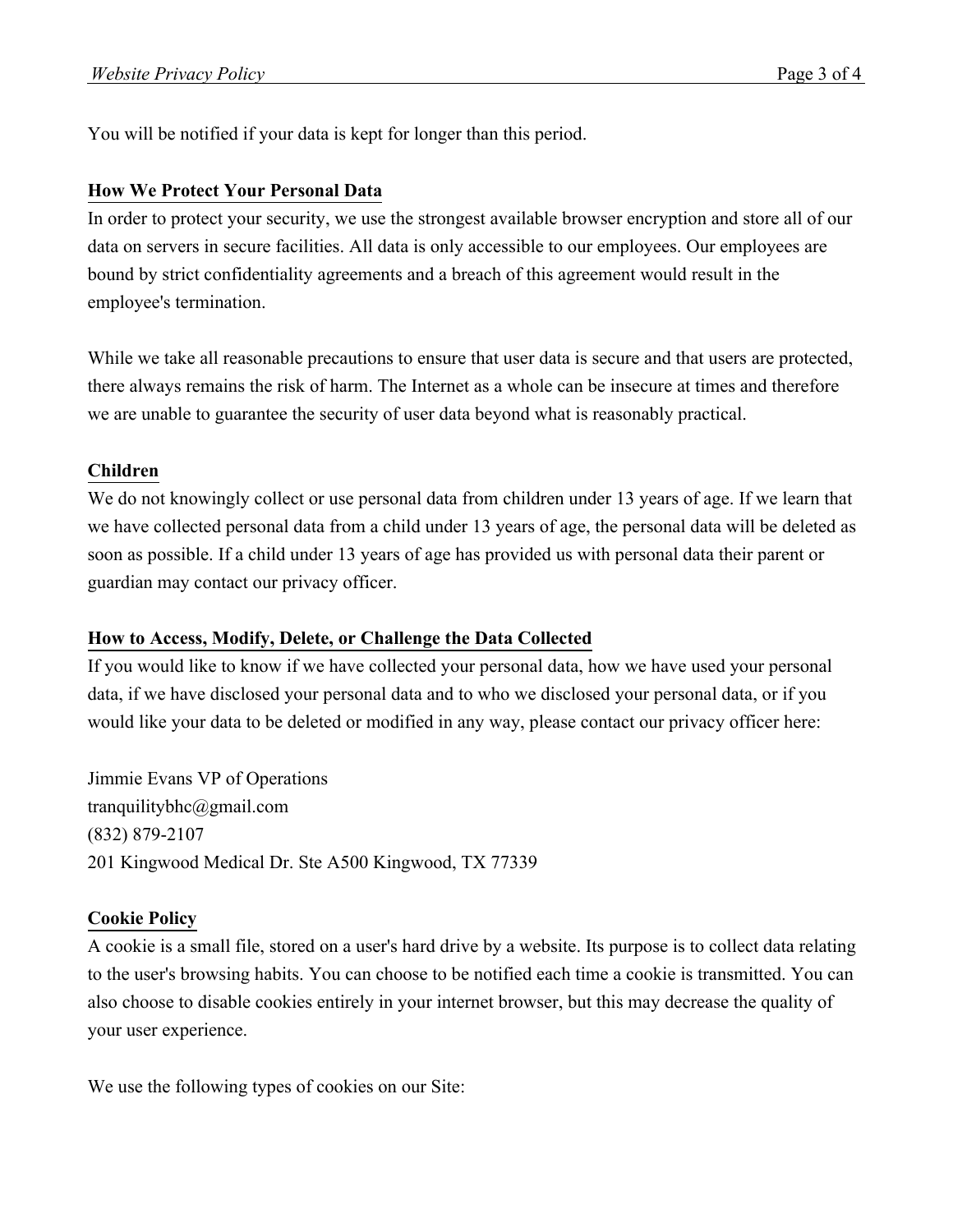You will be notified if your data is kept for longer than this period.

## How We Protect Your Personal Data

In order to protect your security, we use the strongest available browser encryption and store all of our data on servers in secure facilities. All data is only accessible to our employees. Our employees are bound by strict confidentiality agreements and a breach of this agreement would result in the employee's termination.

While we take all reasonable precautions to ensure that user data is secure and that users are protected, there always remains the risk of harm. The Internet as a whole can be insecure at times and therefore we are unable to guarantee the security of user data beyond what is reasonably practical.

## Children

We do not knowingly collect or use personal data from children under 13 years of age. If we learn that we have collected personal data from a child under 13 years of age, the personal data will be deleted as soon as possible. If a child under 13 years of age has provided us with personal data their parent or guardian may contact our privacy officer.

## How to Access, Modify, Delete, or Challenge the Data Collected

If you would like to know if we have collected your personal data, how we have used your personal data, if we have disclosed your personal data and to who we disclosed your personal data, or if you would like your data to be deleted or modified in any way, please contact our privacy officer here:

Jimmie Evans VP of Operations
tranquilitybhc@gmail.com
(832) 879-2107
201 Kingwood Medical Dr. Ste A500 Kingwood, TX 77339

## Cookie Policy

A cookie is a small file, stored on a user's hard drive by a website. Its purpose is to collect data relating to the user's browsing habits. You can choose to be notified each time a cookie is transmitted. You can also choose to disable cookies entirely in your internet browser, but this may decrease the quality of your user experience.

We use the following types of cookies on our Site: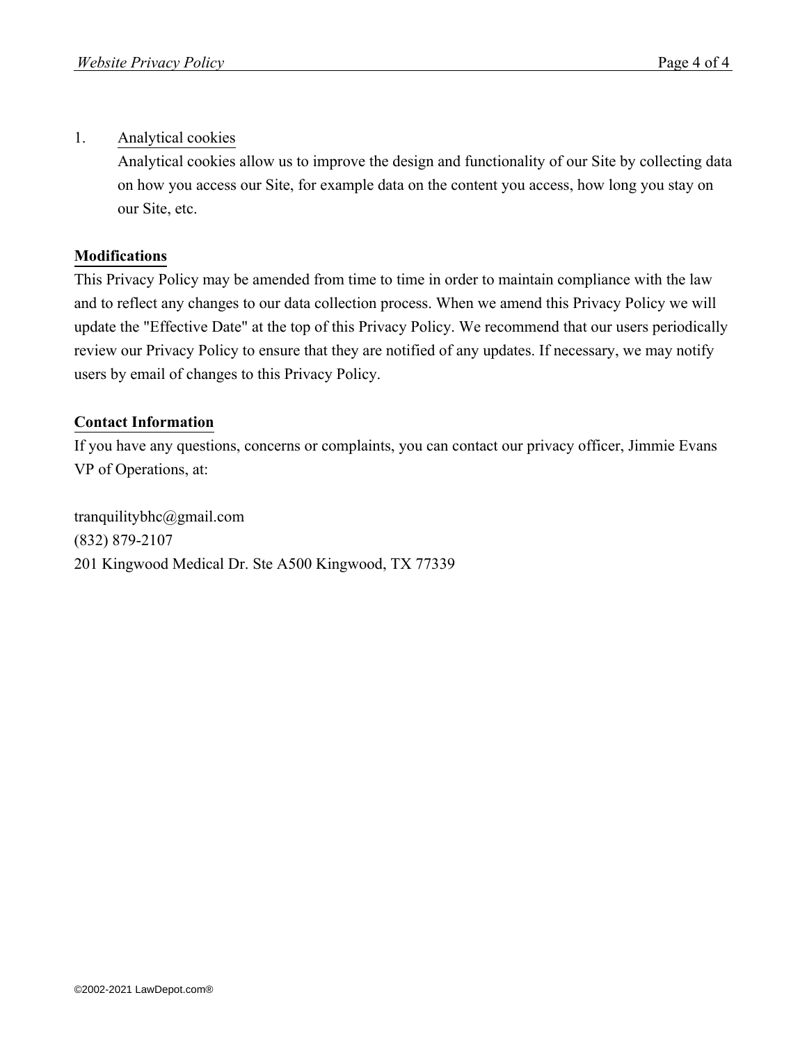1. Analytical cookies

   Analytical cookies allow us to improve the design and functionality of our Site by collecting data on how you access our Site, for example data on the content you access, how long you stay on our Site, etc.

**Modifications**

This Privacy Policy may be amended from time to time in order to maintain compliance with the law and to reflect any changes to our data collection process. When we amend this Privacy Policy we will update the "Effective Date" at the top of this Privacy Policy. We recommend that our users periodically review our Privacy Policy to ensure that they are notified of any updates. If necessary, we may notify users by email of changes to this Privacy Policy.

**Contact Information**

If you have any questions, concerns or complaints, you can contact our privacy officer, Jimmie Evans VP of Operations, at:

tranquilitybhc@gmail.com
(832) 879-2107
201 Kingwood Medical Dr. Ste A500 Kingwood, TX 77339

©2002-2021 LawDepot.com®